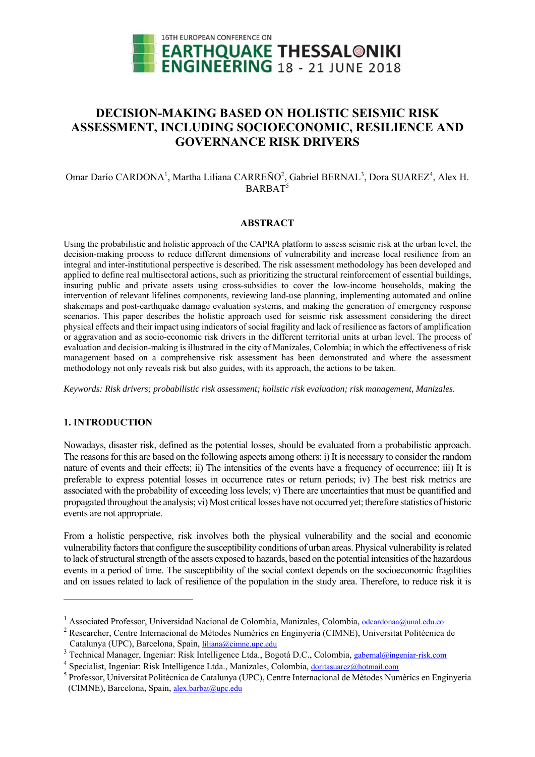# DECISION-MAKING BASED ON HOLISTIC SEISMIC RISK ASSESSMENT, INCLUDING SOCIOECONOMIC, RESILIENCE AND GOVERNANCE RISK DRIVERS

Omar Darío CARDONA[1], Martha Liliana CARREÑO[2], Gabriel BERNAL[3], Dora SUAREZ[4], Alex H. BARBAT[5]

## ABSTRACT

Using the probabilistic and holistic approach of the CAPRA platform to assess seismic risk at the urban level, the decision-making process to reduce different dimensions of vulnerability and increase local resilience from an integral and inter-institutional perspective is described. The risk assessment methodology has been developed and applied to define real multisectoral actions, such as prioritizing the structural reinforcement of essential buildings, insuring public and private assets using cross-subsidies to cover the low-income households, making the intervention of relevant lifelines components, reviewing land-use planning, implementing automated and online shakemaps and post-earthquake damage evaluation systems, and making the generation of emergency response scenarios. This paper describes the holistic approach used for seismic risk assessment considering the direct physical effects and their impact using indicators of social fragility and lack of resilience as factors of amplification or aggravation and as socio-economic risk drivers in the different territorial units at urban level. The process of evaluation and decision-making is illustrated in the city of Manizales, Colombia; in which the effectiveness of risk management based on a comprehensive risk assessment has been demonstrated and where the assessment methodology not only reveals risk but also guides, with its approach, the actions to be taken.

*Keywords: Risk drivers; probabilistic risk assessment; holistic risk evaluation; risk management, Manizales.*

## 1. INTRODUCTION

Nowadays, disaster risk, defined as the potential losses, should be evaluated from a probabilistic approach. The reasons for this are based on the following aspects among others: i) It is necessary to consider the random nature of events and their effects; ii) The intensities of the events have a frequency of occurrence; iii) It is preferable to express potential losses in occurrence rates or return periods; iv) The best risk metrics are associated with the probability of exceeding loss levels; v) There are uncertainties that must be quantified and propagated throughout the analysis; vi) Most critical losses have not occurred yet; therefore statistics of historic events are not appropriate.

From a holistic perspective, risk involves both the physical vulnerability and the social and economic vulnerability factors that configure the susceptibility conditions of urban areas. Physical vulnerability is related to lack of structural strength of the assets exposed to hazards, based on the potential intensities of the hazardous events in a period of time. The susceptibility of the social context depends on the socioeconomic fragilities and on issues related to lack of resilience of the population in the study area. Therefore, to reduce risk it is

---

[1] Associated Professor, Universidad Nacional de Colombia, Manizales, Colombia, odcardonaa@unal.edu.co

[2] Researcher, Centre Internacional de Mètodes Numèrics en Enginyeria (CIMNE), Universitat Politècnica de Catalunya (UPC), Barcelona, Spain, liliana@cimne.upc.edu

[3] Technical Manager, Ingeniar: Risk Intelligence Ltda., Bogotá D.C., Colombia, gabernal@ingeniar-risk.com

[4] Specialist, Ingeniar: Risk Intelligence Ltda., Manizales, Colombia, doritasuarez@hotmail.com

[5] Professor, Universitat Politècnica de Catalunya (UPC), Centre Internacional de Mètodes Numèrics en Enginyeria (CIMNE), Barcelona, Spain, alex.barbat@upc.edu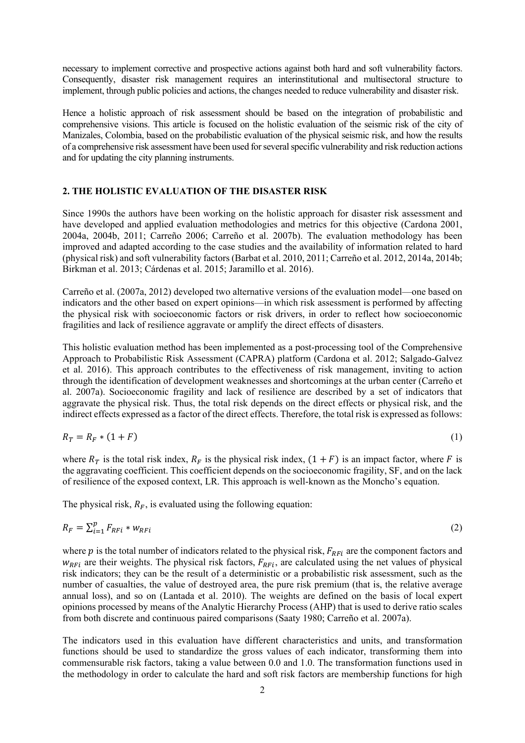necessary to implement corrective and prospective actions against both hard and soft vulnerability factors. Consequently, disaster risk management requires an interinstitutional and multisectoral structure to implement, through public policies and actions, the changes needed to reduce vulnerability and disaster risk.

Hence a holistic approach of risk assessment should be based on the integration of probabilistic and comprehensive visions. This article is focused on the holistic evaluation of the seismic risk of the city of Manizales, Colombia, based on the probabilistic evaluation of the physical seismic risk, and how the results of a comprehensive risk assessment have been used for several specific vulnerability and risk reduction actions and for updating the city planning instruments.

## 2. THE HOLISTIC EVALUATION OF THE DISASTER RISK

Since 1990s the authors have been working on the holistic approach for disaster risk assessment and have developed and applied evaluation methodologies and metrics for this objective (Cardona 2001, 2004a, 2004b, 2011; Carreño 2006; Carreño et al. 2007b). The evaluation methodology has been improved and adapted according to the case studies and the availability of information related to hard (physical risk) and soft vulnerability factors (Barbat et al. 2010, 2011; Carreño et al. 2012, 2014a, 2014b; Birkman et al. 2013; Cárdenas et al. 2015; Jaramillo et al. 2016).

Carreño et al. (2007a, 2012) developed two alternative versions of the evaluation model—one based on indicators and the other based on expert opinions—in which risk assessment is performed by affecting the physical risk with socioeconomic factors or risk drivers, in order to reflect how socioeconomic fragilities and lack of resilience aggravate or amplify the direct effects of disasters.

This holistic evaluation method has been implemented as a post-processing tool of the Comprehensive Approach to Probabilistic Risk Assessment (CAPRA) platform (Cardona et al. 2012; Salgado-Galvez et al. 2016). This approach contributes to the effectiveness of risk management, inviting to action through the identification of development weaknesses and shortcomings at the urban center (Carreño et al. 2007a). Socioeconomic fragility and lack of resilience are described by a set of indicators that aggravate the physical risk. Thus, the total risk depends on the direct effects or physical risk, and the indirect effects expressed as a factor of the direct effects. Therefore, the total risk is expressed as follows:

$$R_T = R_F * (1 + F) \tag{1}$$

where $R_T$ is the total risk index, $R_F$ is the physical risk index, $(1 + F)$ is an impact factor, where $F$ is the aggravating coefficient. This coefficient depends on the socioeconomic fragility, SF, and on the lack of resilience of the exposed context, LR. This approach is well-known as the Moncho's equation.

The physical risk, $R_F$, is evaluated using the following equation:

$$R_F = \sum_{i=1}^{p} F_{RFi} * w_{RFi} \tag{2}$$

where $p$ is the total number of indicators related to the physical risk, $F_{RFi}$ are the component factors and $w_{RFi}$ are their weights. The physical risk factors, $F_{RFi}$, are calculated using the net values of physical risk indicators; they can be the result of a deterministic or a probabilistic risk assessment, such as the number of casualties, the value of destroyed area, the pure risk premium (that is, the relative average annual loss), and so on (Lantada et al. 2010). The weights are defined on the basis of local expert opinions processed by means of the Analytic Hierarchy Process (AHP) that is used to derive ratio scales from both discrete and continuous paired comparisons (Saaty 1980; Carreño et al. 2007a).

The indicators used in this evaluation have different characteristics and units, and transformation functions should be used to standardize the gross values of each indicator, transforming them into commensurable risk factors, taking a value between 0.0 and 1.0. The transformation functions used in the methodology in order to calculate the hard and soft risk factors are membership functions for high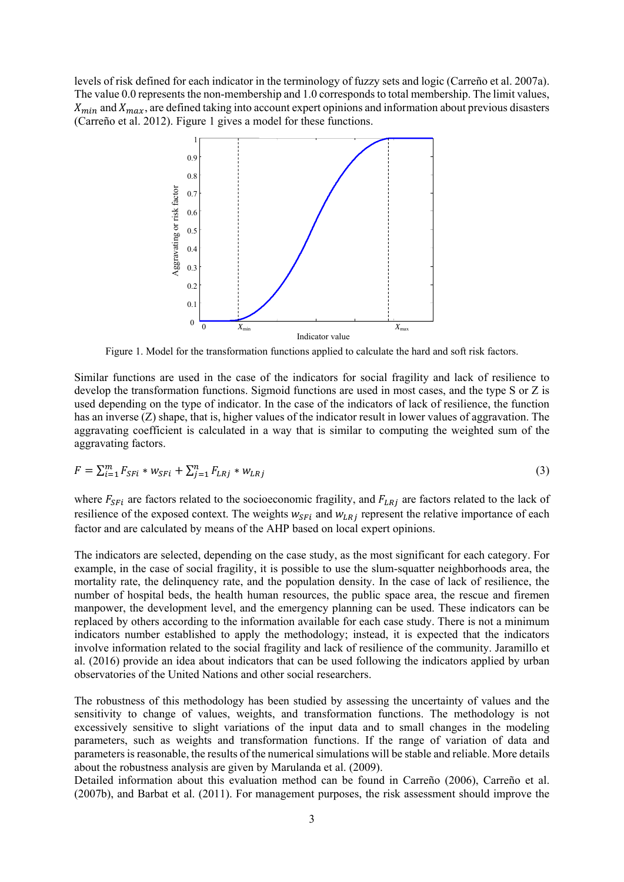levels of risk defined for each indicator in the terminology of fuzzy sets and logic (Carreño et al. 2007a). The value 0.0 represents the non-membership and 1.0 corresponds to total membership. The limit values, $X_{min}$ and $X_{max}$, are defined taking into account expert opinions and information about previous disasters (Carreño et al. 2012). Figure 1 gives a model for these functions.

Figure 1. Model for the transformation functions applied to calculate the hard and soft risk factors.

Similar functions are used in the case of the indicators for social fragility and lack of resilience to develop the transformation functions. Sigmoid functions are used in most cases, and the type S or Z is used depending on the type of indicator. In the case of the indicators of lack of resilience, the function has an inverse (Z) shape, that is, higher values of the indicator result in lower values of aggravation. The aggravating coefficient is calculated in a way that is similar to computing the weighted sum of the aggravating factors.

$$F = \sum_{i=1}^{m} F_{SFi} * w_{SFi} + \sum_{j=1}^{n} F_{LRj} * w_{LRj} \quad (3)$$

where $F_{SFi}$ are factors related to the socioeconomic fragility, and $F_{LRj}$ are factors related to the lack of resilience of the exposed context. The weights $w_{SFi}$ and $w_{LRj}$ represent the relative importance of each factor and are calculated by means of the AHP based on local expert opinions.

The indicators are selected, depending on the case study, as the most significant for each category. For example, in the case of social fragility, it is possible to use the slum-squatter neighborhoods area, the mortality rate, the delinquency rate, and the population density. In the case of lack of resilience, the number of hospital beds, the health human resources, the public space area, the rescue and firemen manpower, the development level, and the emergency planning can be used. These indicators can be replaced by others according to the information available for each case study. There is not a minimum indicators number established to apply the methodology; instead, it is expected that the indicators involve information related to the social fragility and lack of resilience of the community. Jaramillo et al. (2016) provide an idea about indicators that can be used following the indicators applied by urban observatories of the United Nations and other social researchers.

The robustness of this methodology has been studied by assessing the uncertainty of values and the sensitivity to change of values, weights, and transformation functions. The methodology is not excessively sensitive to slight variations of the input data and to small changes in the modeling parameters, such as weights and transformation functions. If the range of variation of data and parameters is reasonable, the results of the numerical simulations will be stable and reliable. More details about the robustness analysis are given by Marulanda et al. (2009).
Detailed information about this evaluation method can be found in Carreño (2006), Carreño et al. (2007b), and Barbat et al. (2011). For management purposes, the risk assessment should improve the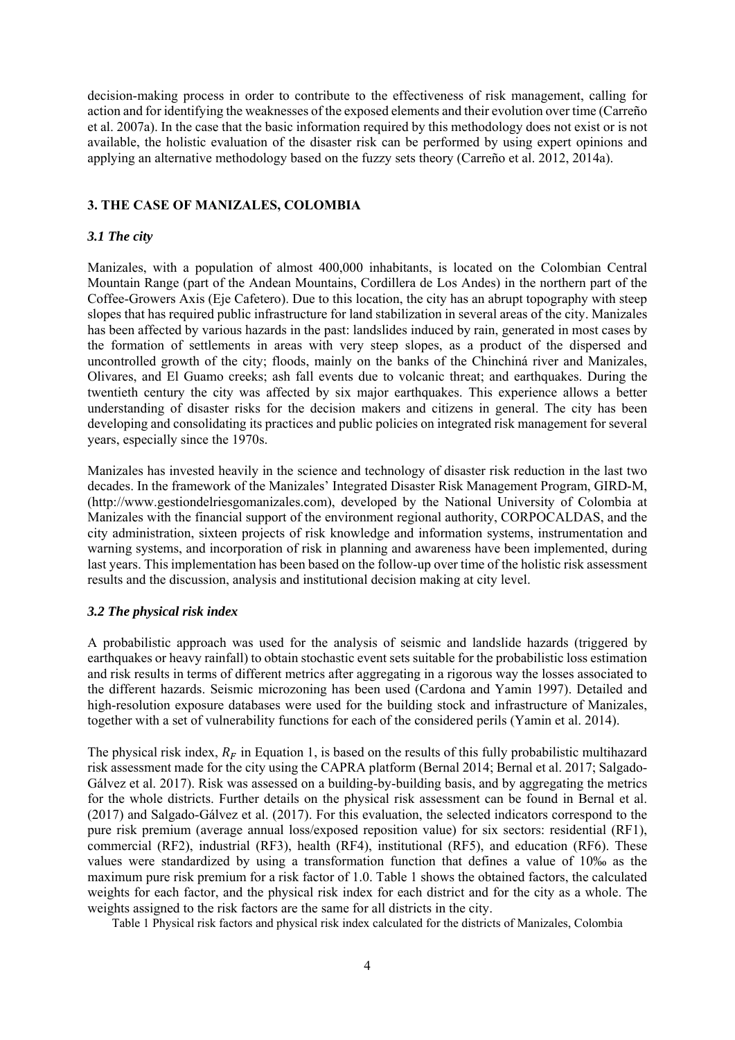decision-making process in order to contribute to the effectiveness of risk management, calling for action and for identifying the weaknesses of the exposed elements and their evolution over time (Carreño et al. 2007a). In the case that the basic information required by this methodology does not exist or is not available, the holistic evaluation of the disaster risk can be performed by using expert opinions and applying an alternative methodology based on the fuzzy sets theory (Carreño et al. 2012, 2014a).

## 3. THE CASE OF MANIZALES, COLOMBIA

### *3.1 The city*

Manizales, with a population of almost 400,000 inhabitants, is located on the Colombian Central Mountain Range (part of the Andean Mountains, Cordillera de Los Andes) in the northern part of the Coffee-Growers Axis (Eje Cafetero). Due to this location, the city has an abrupt topography with steep slopes that has required public infrastructure for land stabilization in several areas of the city. Manizales has been affected by various hazards in the past: landslides induced by rain, generated in most cases by the formation of settlements in areas with very steep slopes, as a product of the dispersed and uncontrolled growth of the city; floods, mainly on the banks of the Chinchiná river and Manizales, Olivares, and El Guamo creeks; ash fall events due to volcanic threat; and earthquakes. During the twentieth century the city was affected by six major earthquakes. This experience allows a better understanding of disaster risks for the decision makers and citizens in general. The city has been developing and consolidating its practices and public policies on integrated risk management for several years, especially since the 1970s.

Manizales has invested heavily in the science and technology of disaster risk reduction in the last two decades. In the framework of the Manizales' Integrated Disaster Risk Management Program, GIRD-M, (http://www.gestiondelriesgomanizales.com), developed by the National University of Colombia at Manizales with the financial support of the environment regional authority, CORPOCALDAS, and the city administration, sixteen projects of risk knowledge and information systems, instrumentation and warning systems, and incorporation of risk in planning and awareness have been implemented, during last years. This implementation has been based on the follow-up over time of the holistic risk assessment results and the discussion, analysis and institutional decision making at city level.

### *3.2 The physical risk index*

A probabilistic approach was used for the analysis of seismic and landslide hazards (triggered by earthquakes or heavy rainfall) to obtain stochastic event sets suitable for the probabilistic loss estimation and risk results in terms of different metrics after aggregating in a rigorous way the losses associated to the different hazards. Seismic microzoning has been used (Cardona and Yamin 1997). Detailed and high-resolution exposure databases were used for the building stock and infrastructure of Manizales, together with a set of vulnerability functions for each of the considered perils (Yamin et al. 2014).

The physical risk index, $R_F$ in Equation 1, is based on the results of this fully probabilistic multihazard risk assessment made for the city using the CAPRA platform (Bernal 2014; Bernal et al. 2017; Salgado-Gálvez et al. 2017). Risk was assessed on a building-by-building basis, and by aggregating the metrics for the whole districts. Further details on the physical risk assessment can be found in Bernal et al. (2017) and Salgado-Gálvez et al. (2017). For this evaluation, the selected indicators correspond to the pure risk premium (average annual loss/exposed reposition value) for six sectors: residential (RF1), commercial (RF2), industrial (RF3), health (RF4), institutional (RF5), and education (RF6). These values were standardized by using a transformation function that defines a value of 10‰ as the maximum pure risk premium for a risk factor of 1.0. Table 1 shows the obtained factors, the calculated weights for each factor, and the physical risk index for each district and for the city as a whole. The weights assigned to the risk factors are the same for all districts in the city.

Table 1 Physical risk factors and physical risk index calculated for the districts of Manizales, Colombia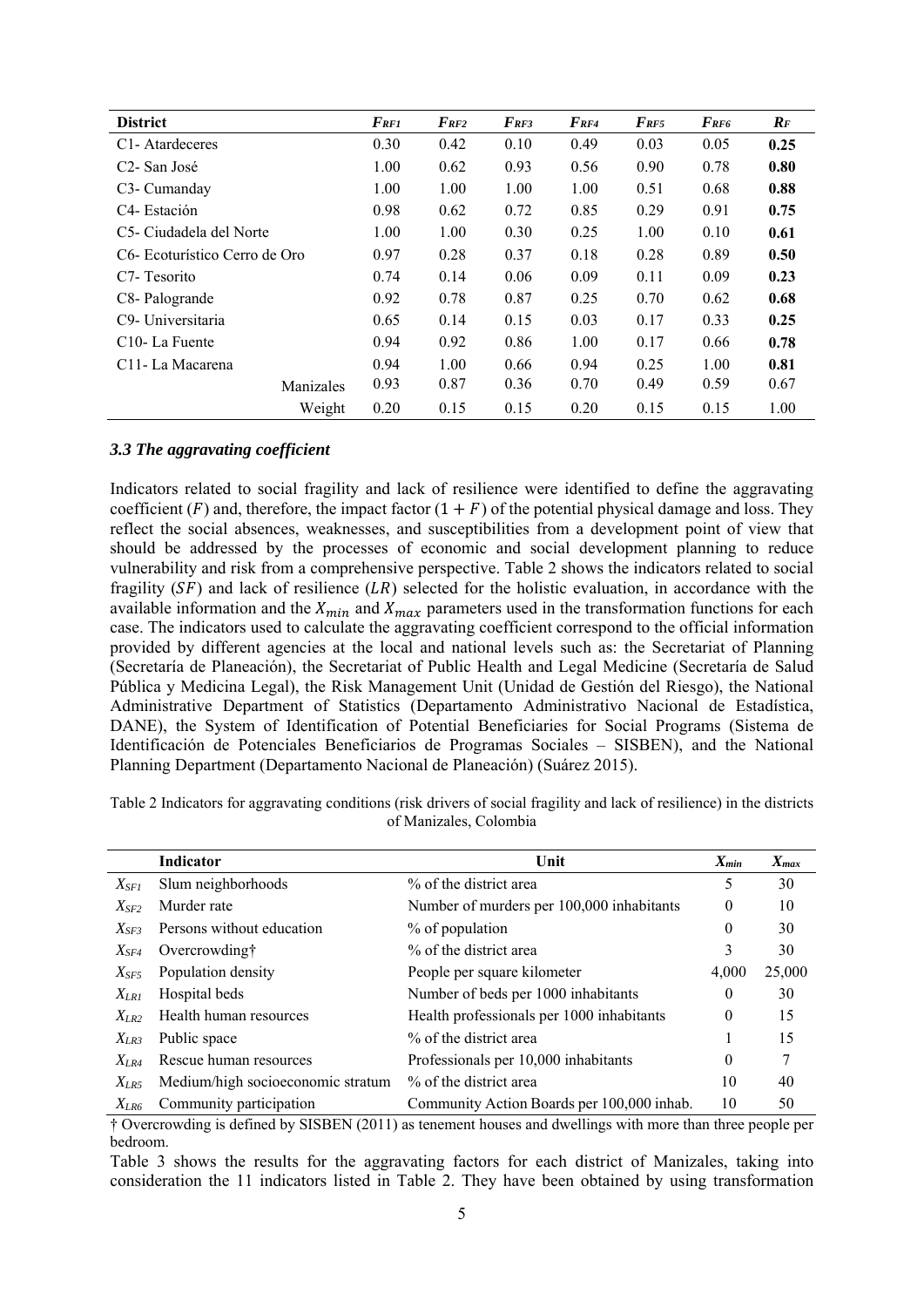| District | $F_{RF1}$ | $F_{RF2}$ | $F_{RF3}$ | $F_{RF4}$ | $F_{RF5}$ | $F_{RF6}$ | $R_F$ |
|---|---|---|---|---|---|---|---|
| C1- Atardeceres | 0.30 | 0.42 | 0.10 | 0.49 | 0.03 | 0.05 | **0.25** |
| C2- San José | 1.00 | 0.62 | 0.93 | 0.56 | 0.90 | 0.78 | **0.80** |
| C3- Cumanday | 1.00 | 1.00 | 1.00 | 1.00 | 0.51 | 0.68 | **0.88** |
| C4- Estación | 0.98 | 0.62 | 0.72 | 0.85 | 0.29 | 0.91 | **0.75** |
| C5- Ciudadela del Norte | 1.00 | 1.00 | 0.30 | 0.25 | 1.00 | 0.10 | **0.61** |
| C6- Ecoturístico Cerro de Oro | 0.97 | 0.28 | 0.37 | 0.18 | 0.28 | 0.89 | **0.50** |
| C7- Tesorito | 0.74 | 0.14 | 0.06 | 0.09 | 0.11 | 0.09 | **0.23** |
| C8- Palogrande | 0.92 | 0.78 | 0.87 | 0.25 | 0.70 | 0.62 | **0.68** |
| C9- Universitaria | 0.65 | 0.14 | 0.15 | 0.03 | 0.17 | 0.33 | **0.25** |
| C10- La Fuente | 0.94 | 0.92 | 0.86 | 1.00 | 0.17 | 0.66 | **0.78** |
| C11- La Macarena | 0.94 | 1.00 | 0.66 | 0.94 | 0.25 | 1.00 | **0.81** |
| Manizales | 0.93 | 0.87 | 0.36 | 0.70 | 0.49 | 0.59 | 0.67 |
| Weight | 0.20 | 0.15 | 0.15 | 0.20 | 0.15 | 0.15 | 1.00 |

### *3.3 The aggravating coefficient*

Indicators related to social fragility and lack of resilience were identified to define the aggravating coefficient ($F$) and, therefore, the impact factor $(1 + F)$ of the potential physical damage and loss. They reflect the social absences, weaknesses, and susceptibilities from a development point of view that should be addressed by the processes of economic and social development planning to reduce vulnerability and risk from a comprehensive perspective. Table 2 shows the indicators related to social fragility ($SF$) and lack of resilience ($LR$) selected for the holistic evaluation, in accordance with the available information and the $X_{min}$ and $X_{max}$ parameters used in the transformation functions for each case. The indicators used to calculate the aggravating coefficient correspond to the official information provided by different agencies at the local and national levels such as: the Secretariat of Planning (Secretaría de Planeación), the Secretariat of Public Health and Legal Medicine (Secretaría de Salud Pública y Medicina Legal), the Risk Management Unit (Unidad de Gestión del Riesgo), the National Administrative Department of Statistics (Departamento Administrativo Nacional de Estadística, DANE), the System of Identification of Potential Beneficiaries for Social Programs (Sistema de Identificación de Potenciales Beneficiarios de Programas Sociales – SISBEN), and the National Planning Department (Departamento Nacional de Planeación) (Suárez 2015).

Table 2 Indicators for aggravating conditions (risk drivers of social fragility and lack of resilience) in the districts of Manizales, Colombia

| | Indicator | Unit | $X_{min}$ | $X_{max}$ |
|---|---|---|---|---|
| $X_{SF1}$ | Slum neighborhoods | % of the district area | 5 | 30 |
| $X_{SF2}$ | Murder rate | Number of murders per 100,000 inhabitants | 0 | 10 |
| $X_{SF3}$ | Persons without education | % of population | 0 | 30 |
| $X_{SF4}$ | Overcrowding† | % of the district area | 3 | 30 |
| $X_{SF5}$ | Population density | People per square kilometer | 4,000 | 25,000 |
| $X_{LR1}$ | Hospital beds | Number of beds per 1000 inhabitants | 0 | 30 |
| $X_{LR2}$ | Health human resources | Health professionals per 1000 inhabitants | 0 | 15 |
| $X_{LR3}$ | Public space | % of the district area | 1 | 15 |
| $X_{LR4}$ | Rescue human resources | Professionals per 10,000 inhabitants | 0 | 7 |
| $X_{LR5}$ | Medium/high socioeconomic stratum | % of the district area | 10 | 40 |
| $X_{LR6}$ | Community participation | Community Action Boards per 100,000 inhab. | 10 | 50 |

† Overcrowding is defined by SISBEN (2011) as tenement houses and dwellings with more than three people per bedroom.

Table 3 shows the results for the aggravating factors for each district of Manizales, taking into consideration the 11 indicators listed in Table 2. They have been obtained by using transformation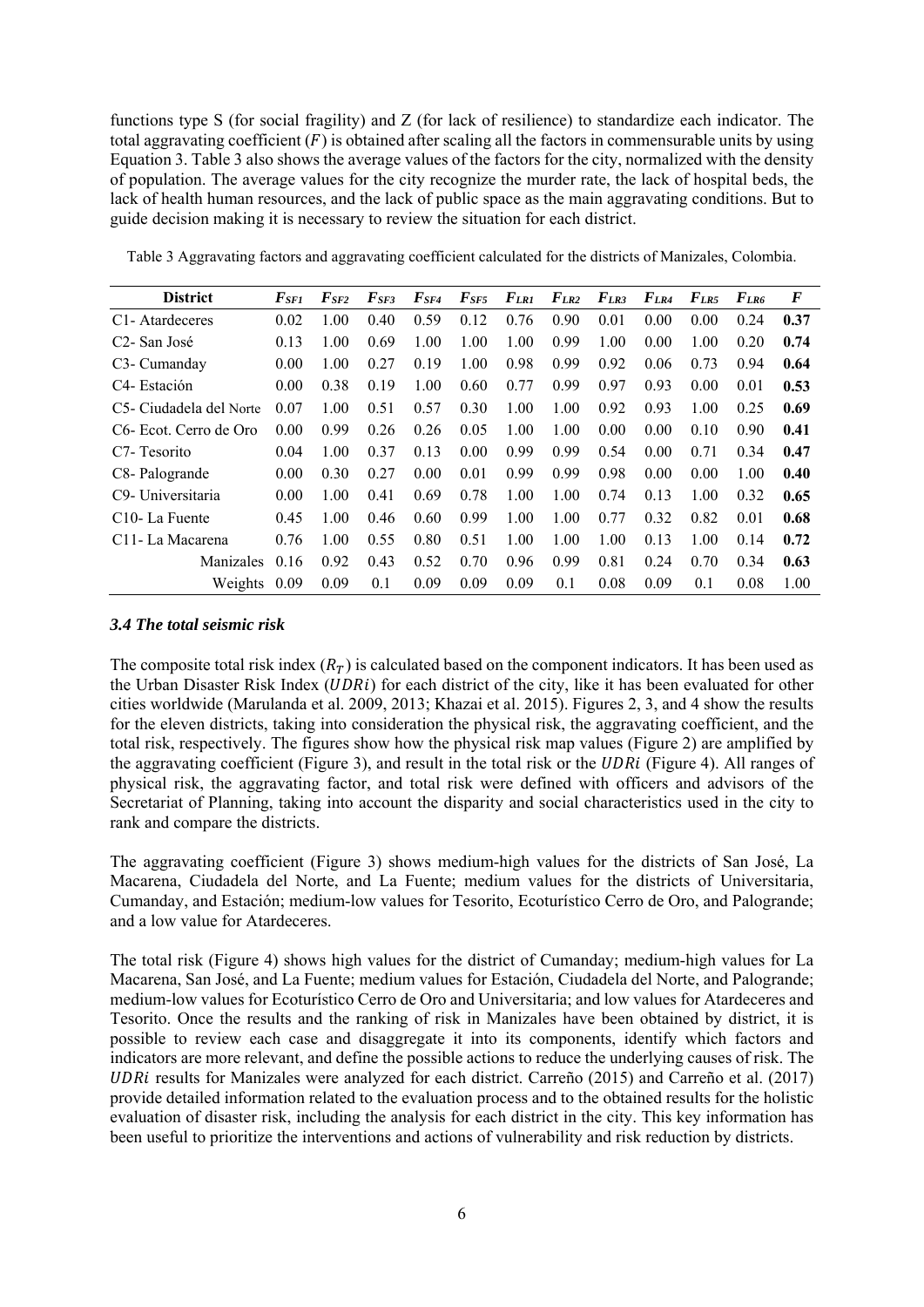functions type S (for social fragility) and Z (for lack of resilience) to standardize each indicator. The total aggravating coefficient ($F$) is obtained after scaling all the factors in commensurable units by using Equation 3. Table 3 also shows the average values of the factors for the city, normalized with the density of population. The average values for the city recognize the murder rate, the lack of hospital beds, the lack of health human resources, and the lack of public space as the main aggravating conditions. But to guide decision making it is necessary to review the situation for each district.

Table 3 Aggravating factors and aggravating coefficient calculated for the districts of Manizales, Colombia.

| District | $F_{SF1}$ | $F_{SF2}$ | $F_{SF3}$ | $F_{SF4}$ | $F_{SF5}$ | $F_{LR1}$ | $F_{LR2}$ | $F_{LR3}$ | $F_{LR4}$ | $F_{LR5}$ | $F_{LR6}$ | $F$ |
|---|---|---|---|---|---|---|---|---|---|---|---|---|
| C1- Atardeceres | 0.02 | 1.00 | 0.40 | 0.59 | 0.12 | 0.76 | 0.90 | 0.01 | 0.00 | 0.00 | 0.24 | **0.37** |
| C2- San José | 0.13 | 1.00 | 0.69 | 1.00 | 1.00 | 1.00 | 0.99 | 1.00 | 0.00 | 1.00 | 0.20 | **0.74** |
| C3- Cumanday | 0.00 | 1.00 | 0.27 | 0.19 | 1.00 | 0.98 | 0.99 | 0.92 | 0.06 | 0.73 | 0.94 | **0.64** |
| C4- Estación | 0.00 | 0.38 | 0.19 | 1.00 | 0.60 | 0.77 | 0.99 | 0.97 | 0.93 | 0.00 | 0.01 | **0.53** |
| C5- Ciudadela del Norte | 0.07 | 1.00 | 0.51 | 0.57 | 0.30 | 1.00 | 1.00 | 0.92 | 0.93 | 1.00 | 0.25 | **0.69** |
| C6- Ecot. Cerro de Oro | 0.00 | 0.99 | 0.26 | 0.26 | 0.05 | 1.00 | 1.00 | 0.00 | 0.00 | 0.10 | 0.90 | **0.41** |
| C7- Tesorito | 0.04 | 1.00 | 0.37 | 0.13 | 0.00 | 0.99 | 0.99 | 0.54 | 0.00 | 0.71 | 0.34 | **0.47** |
| C8- Palogrande | 0.00 | 0.30 | 0.27 | 0.00 | 0.01 | 0.99 | 0.99 | 0.98 | 0.00 | 0.00 | 1.00 | **0.40** |
| C9- Universitaria | 0.00 | 1.00 | 0.41 | 0.69 | 0.78 | 1.00 | 1.00 | 0.74 | 0.13 | 1.00 | 0.32 | **0.65** |
| C10- La Fuente | 0.45 | 1.00 | 0.46 | 0.60 | 0.99 | 1.00 | 1.00 | 0.77 | 0.32 | 0.82 | 0.01 | **0.68** |
| C11- La Macarena | 0.76 | 1.00 | 0.55 | 0.80 | 0.51 | 1.00 | 1.00 | 1.00 | 0.13 | 1.00 | 0.14 | **0.72** |
| Manizales | 0.16 | 0.92 | 0.43 | 0.52 | 0.70 | 0.96 | 0.99 | 0.81 | 0.24 | 0.70 | 0.34 | **0.63** |
| Weights | 0.09 | 0.09 | 0.1 | 0.09 | 0.09 | 0.09 | 0.1 | 0.08 | 0.09 | 0.1 | 0.08 | 1.00 |

### *3.4 The total seismic risk*

The composite total risk index ($R_T$) is calculated based on the component indicators. It has been used as the Urban Disaster Risk Index ($UDRi$) for each district of the city, like it has been evaluated for other cities worldwide (Marulanda et al. 2009, 2013; Khazai et al. 2015). Figures 2, 3, and 4 show the results for the eleven districts, taking into consideration the physical risk, the aggravating coefficient, and the total risk, respectively. The figures show how the physical risk map values (Figure 2) are amplified by the aggravating coefficient (Figure 3), and result in the total risk or the $UDRi$ (Figure 4). All ranges of physical risk, the aggravating factor, and total risk were defined with officers and advisors of the Secretariat of Planning, taking into account the disparity and social characteristics used in the city to rank and compare the districts.

The aggravating coefficient (Figure 3) shows medium-high values for the districts of San José, La Macarena, Ciudadela del Norte, and La Fuente; medium values for the districts of Universitaria, Cumanday, and Estación; medium-low values for Tesorito, Ecoturístico Cerro de Oro, and Palogrande; and a low value for Atardeceres.

The total risk (Figure 4) shows high values for the district of Cumanday; medium-high values for La Macarena, San José, and La Fuente; medium values for Estación, Ciudadela del Norte, and Palogrande; medium-low values for Ecoturístico Cerro de Oro and Universitaria; and low values for Atardeceres and Tesorito. Once the results and the ranking of risk in Manizales have been obtained by district, it is possible to review each case and disaggregate it into its components, identify which factors and indicators are more relevant, and define the possible actions to reduce the underlying causes of risk. The $UDRi$ results for Manizales were analyzed for each district. Carreño (2015) and Carreño et al. (2017) provide detailed information related to the evaluation process and to the obtained results for the holistic evaluation of disaster risk, including the analysis for each district in the city. This key information has been useful to prioritize the interventions and actions of vulnerability and risk reduction by districts.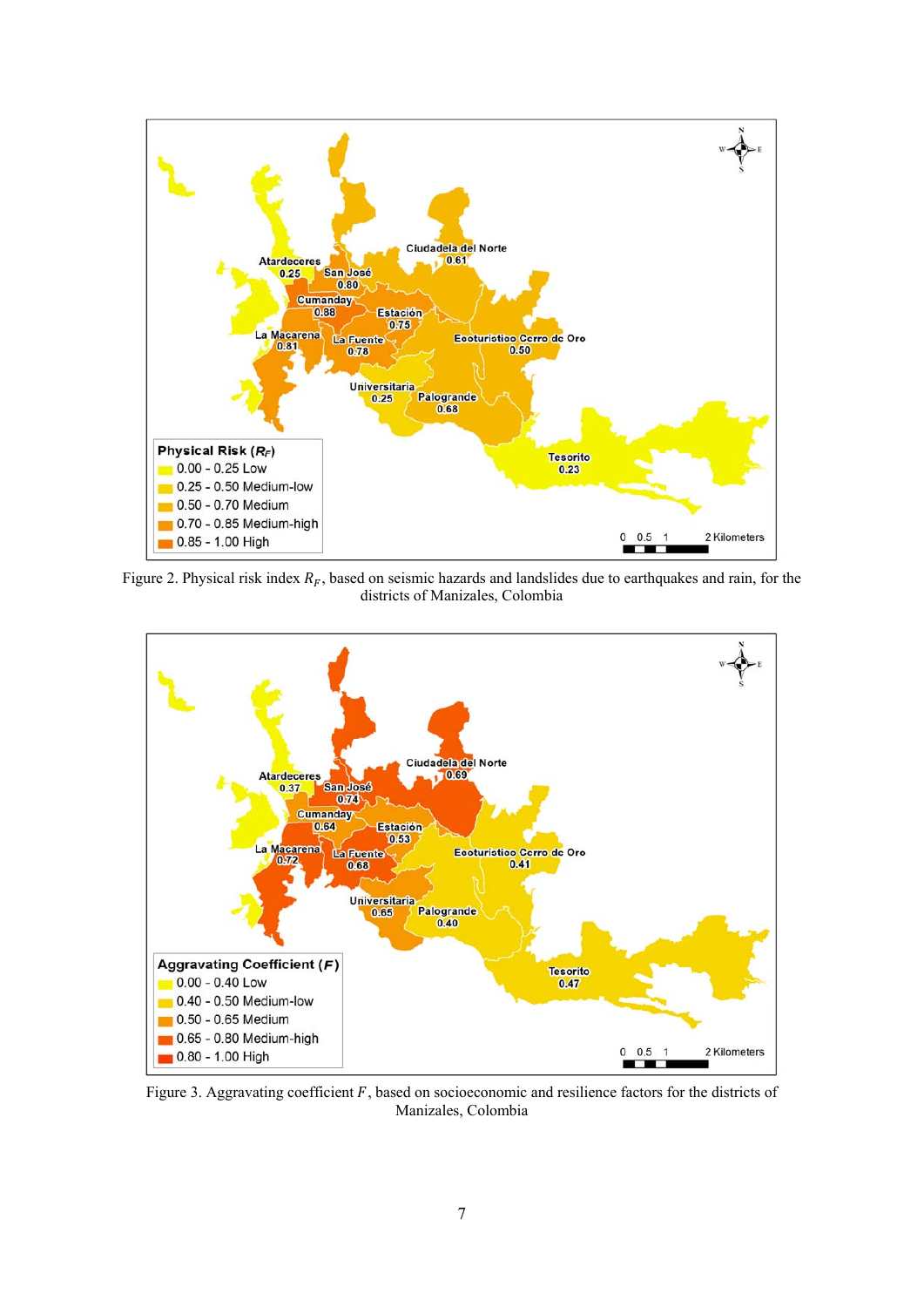Figure 2. Physical risk index $R_F$, based on seismic hazards and landslides due to earthquakes and rain, for the districts of Manizales, Colombia

Figure 3. Aggravating coefficient $F$, based on socioeconomic and resilience factors for the districts of Manizales, Colombia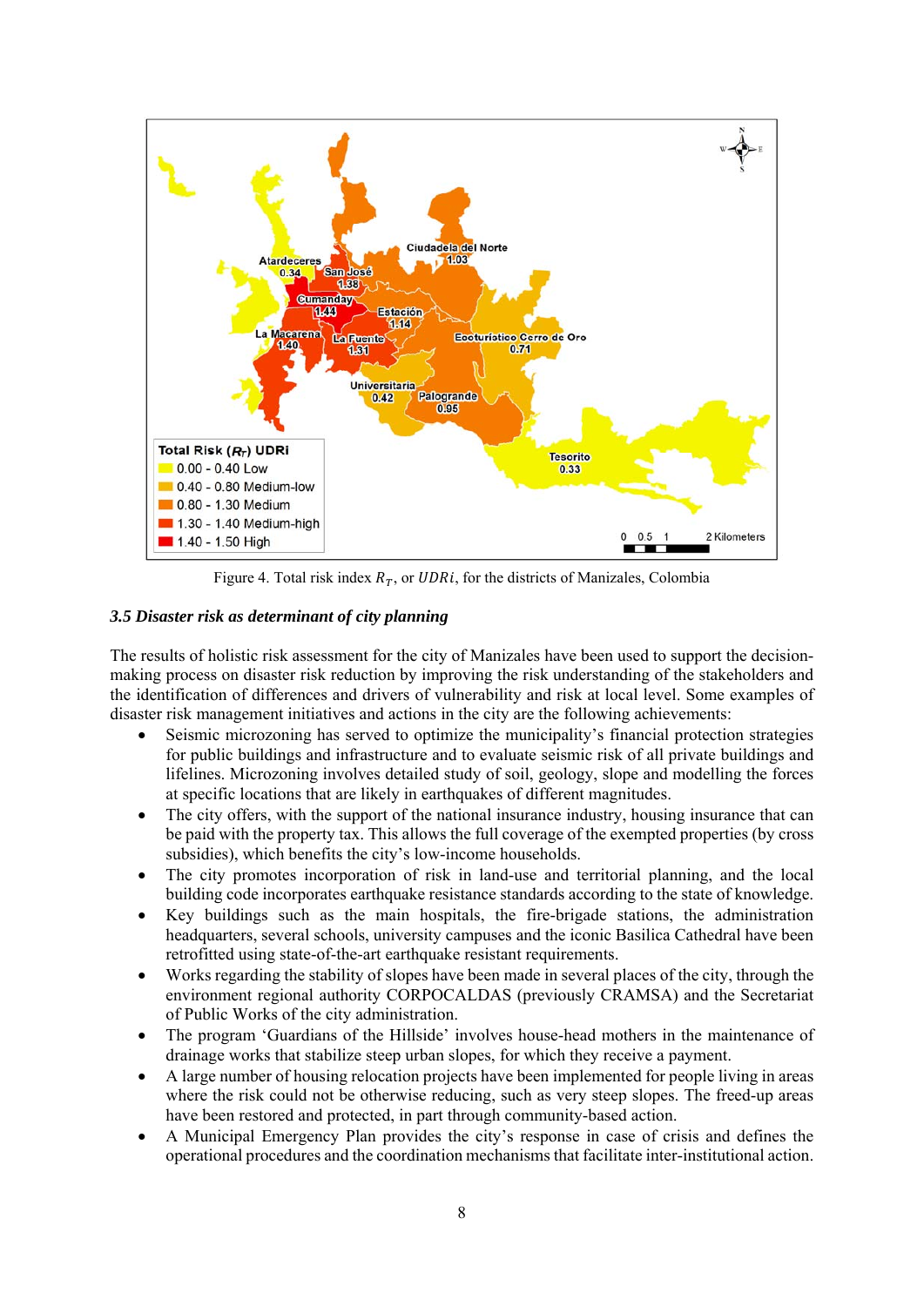Figure 4. Total risk index $R_T$, or $UDRi$, for the districts of Manizales, Colombia

### *3.5 Disaster risk as determinant of city planning*

The results of holistic risk assessment for the city of Manizales have been used to support the decision-making process on disaster risk reduction by improving the risk understanding of the stakeholders and the identification of differences and drivers of vulnerability and risk at local level. Some examples of disaster risk management initiatives and actions in the city are the following achievements:

- Seismic microzoning has served to optimize the municipality's financial protection strategies for public buildings and infrastructure and to evaluate seismic risk of all private buildings and lifelines. Microzoning involves detailed study of soil, geology, slope and modelling the forces at specific locations that are likely in earthquakes of different magnitudes.
- The city offers, with the support of the national insurance industry, housing insurance that can be paid with the property tax. This allows the full coverage of the exempted properties (by cross subsidies), which benefits the city's low-income households.
- The city promotes incorporation of risk in land-use and territorial planning, and the local building code incorporates earthquake resistance standards according to the state of knowledge.
- Key buildings such as the main hospitals, the fire-brigade stations, the administration headquarters, several schools, university campuses and the iconic Basilica Cathedral have been retrofitted using state-of-the-art earthquake resistant requirements.
- Works regarding the stability of slopes have been made in several places of the city, through the environment regional authority CORPOCALDAS (previously CRAMSA) and the Secretariat of Public Works of the city administration.
- The program 'Guardians of the Hillside' involves house-head mothers in the maintenance of drainage works that stabilize steep urban slopes, for which they receive a payment.
- A large number of housing relocation projects have been implemented for people living in areas where the risk could not be otherwise reducing, such as very steep slopes. The freed-up areas have been restored and protected, in part through community-based action.
- A Municipal Emergency Plan provides the city's response in case of crisis and defines the operational procedures and the coordination mechanisms that facilitate inter-institutional action.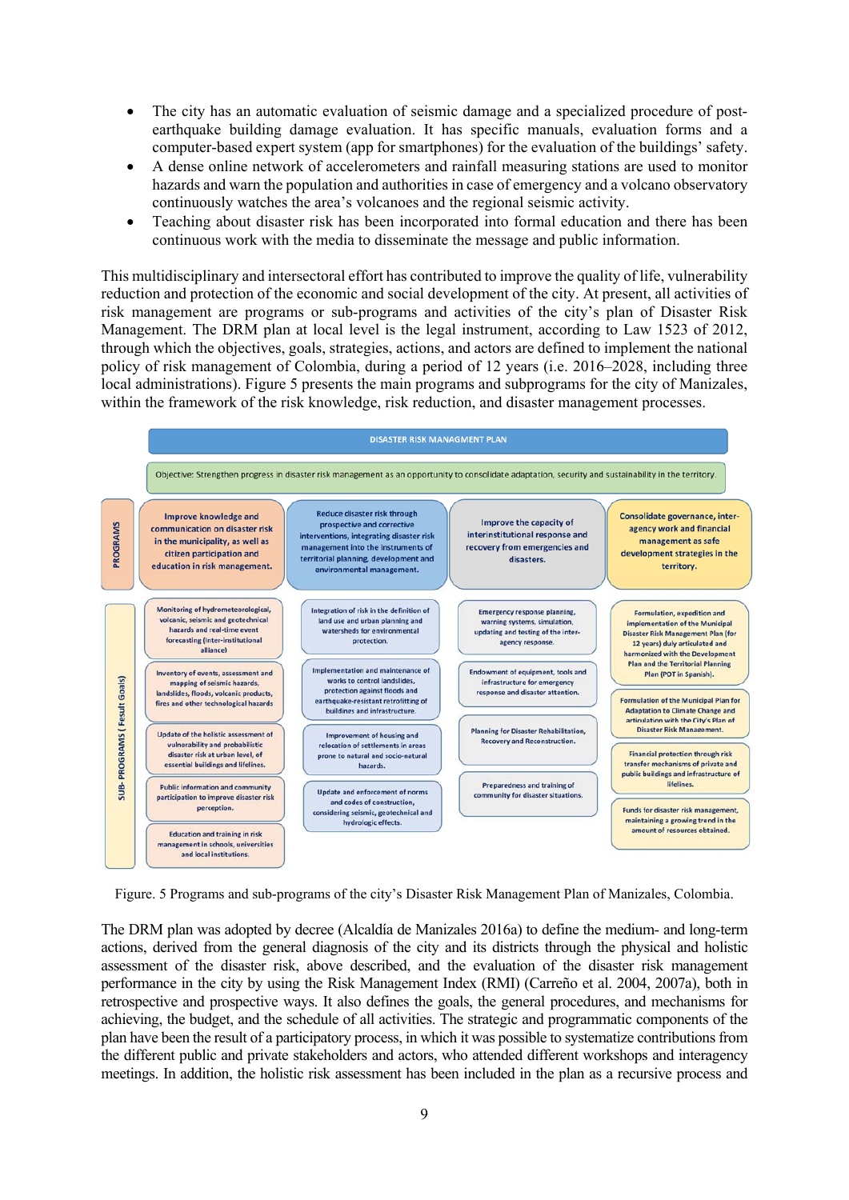- The city has an automatic evaluation of seismic damage and a specialized procedure of post-earthquake building damage evaluation. It has specific manuals, evaluation forms and a computer-based expert system (app for smartphones) for the evaluation of the buildings' safety.
- A dense online network of accelerometers and rainfall measuring stations are used to monitor hazards and warn the population and authorities in case of emergency and a volcano observatory continuously watches the area's volcanoes and the regional seismic activity.
- Teaching about disaster risk has been incorporated into formal education and there has been continuous work with the media to disseminate the message and public information.

This multidisciplinary and intersectoral effort has contributed to improve the quality of life, vulnerability reduction and protection of the economic and social development of the city. At present, all activities of risk management are programs or sub-programs and activities of the city's plan of Disaster Risk Management. The DRM plan at local level is the legal instrument, according to Law 1523 of 2012, through which the objectives, goals, strategies, actions, and actors are defined to implement the national policy of risk management of Colombia, during a period of 12 years (i.e. 2016–2028, including three local administrations). Figure 5 presents the main programs and subprograms for the city of Manizales, within the framework of the risk knowledge, risk reduction, and disaster management processes.

**DISASTER RISK MANAGMENT PLAN**

Objective: Strengthen progress in disaster risk management as an opportunity to consolidate adaptation, security and sustainability in the territory.

| | | | | |
|---|---|---|---|---|
| **PROGRAMS** | Improve knowledge and communication on disaster risk in the municipality, as well as citizen participation and education in risk management. | Reduce disaster risk through prospective and corrective interventions, integrating disaster risk management into the instruments of territorial planning, development and environmental management. | Improve the capacity of interinstitutional response and recovery from emergencies and disasters. | Consolidate governance, inter-agency work and financial management as safe development strategies in the territory. |
| **SUB- PROGRAMS ( Result Goals)** | Monitoring of hydrometeorological, volcanic, seismic and geotechnical hazards and real-time event forecasting (inter-institutional alliance) | Integration of risk in the definition of land use and urban planning and watersheds for environmental protection. | Emergency response planning, warning systems, simulation, updating and testing of the inter-agency response. | Formulation, expedition and implementation of the Municipal Disaster Risk Management Plan (for 12 years) duly articulated and harmonized with the Development Plan and the Territorial Planning Plan (POT in Spanish). |
| | Inventory of events, assessment and mapping of seismic hazards, landslides, floods, volcanic products, fires and other technological hazards | Implementation and maintenance of works to control landslides, protection against floods and earthquake-resistant retrofitting of buildings and infrastructure. | Endowment of equipment, tools and infrastructure for emergency response and disaster attention. | Formulation of the Municipal Plan for Adaptation to Climate Change and articulation with the City's Plan of Disaster Risk Management. |
| | Update of the holistic assessment of vulnerability and probabilistic disaster risk at urban level, of essential buildings and lifelines. | Improvement of housing and relocation of settlements in areas prone to natural and socio-natural hazards. | Planning for Disaster Rehabilitation, Recovery and Reconstruction. | Financial protection through risk transfer mechanisms of private and public buildings and infrastructure of lifelines. |
| | Public information and community participation to improve disaster risk perception. | Update and enforcement of norms and codes of construction, considering seismic, geotechnical and hydrologic effects. | Preparedness and training of community for disaster situations. | Funds for disaster risk management, maintaining a growing trend in the amount of resources obtained. |
| | Education and training in risk management in schools, universities and local institutions. | | | |

Figure. 5 Programs and sub-programs of the city's Disaster Risk Management Plan of Manizales, Colombia.

The DRM plan was adopted by decree (Alcaldía de Manizales 2016a) to define the medium- and long-term actions, derived from the general diagnosis of the city and its districts through the physical and holistic assessment of the disaster risk, above described, and the evaluation of the disaster risk management performance in the city by using the Risk Management Index (RMI) (Carreño et al. 2004, 2007a), both in retrospective and prospective ways. It also defines the goals, the general procedures, and mechanisms for achieving, the budget, and the schedule of all activities. The strategic and programmatic components of the plan have been the result of a participatory process, in which it was possible to systematize contributions from the different public and private stakeholders and actors, who attended different workshops and interagency meetings. In addition, the holistic risk assessment has been included in the plan as a recursive process and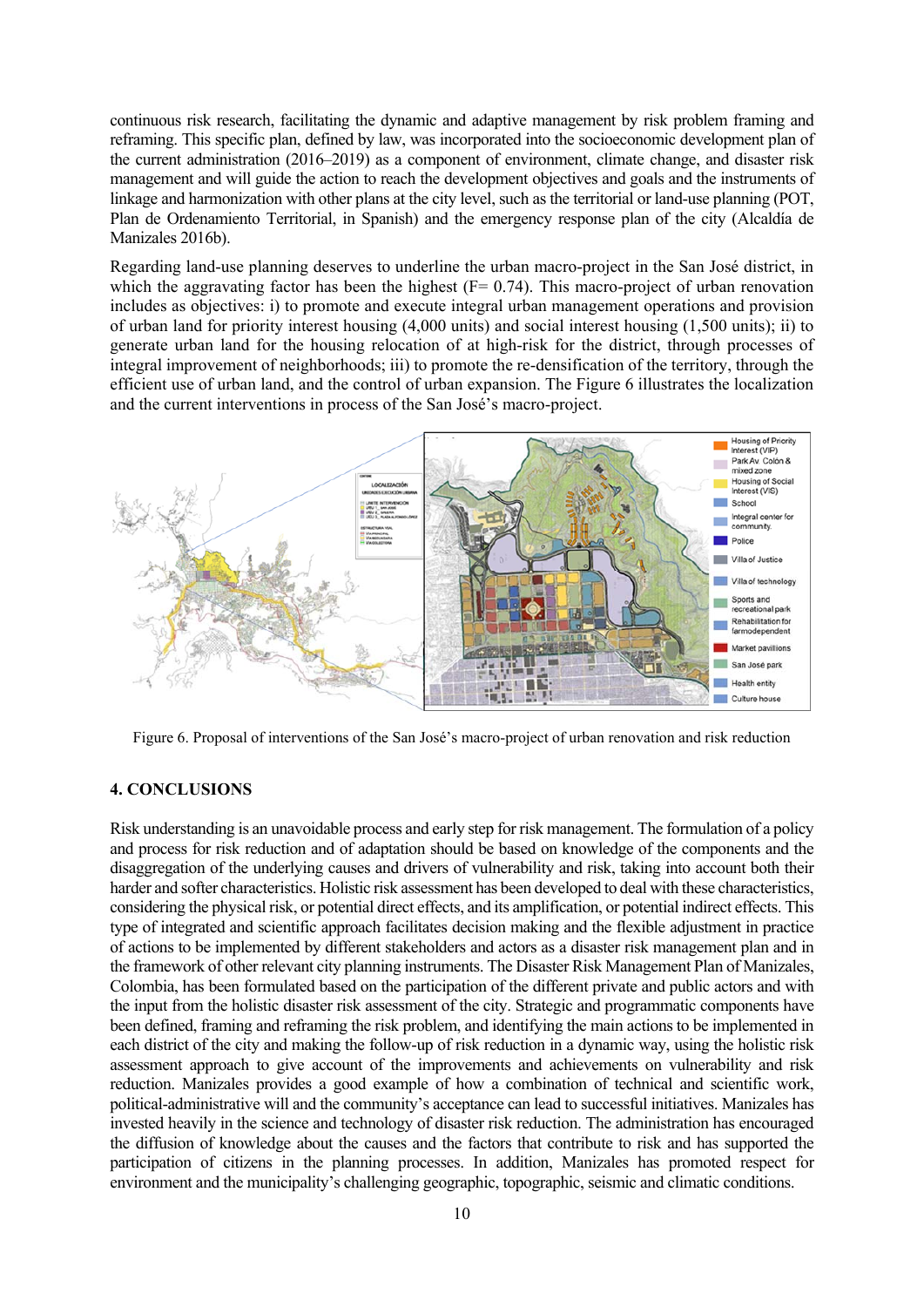continuous risk research, facilitating the dynamic and adaptive management by risk problem framing and reframing. This specific plan, defined by law, was incorporated into the socioeconomic development plan of the current administration (2016–2019) as a component of environment, climate change, and disaster risk management and will guide the action to reach the development objectives and goals and the instruments of linkage and harmonization with other plans at the city level, such as the territorial or land-use planning (POT, Plan de Ordenamiento Territorial, in Spanish) and the emergency response plan of the city (Alcaldía de Manizales 2016b).

Regarding land-use planning deserves to underline the urban macro-project in the San José district, in which the aggravating factor has been the highest (F= 0.74). This macro-project of urban renovation includes as objectives: i) to promote and execute integral urban management operations and provision of urban land for priority interest housing (4,000 units) and social interest housing (1,500 units); ii) to generate urban land for the housing relocation of at high-risk for the district, through processes of integral improvement of neighborhoods; iii) to promote the re-densification of the territory, through the efficient use of urban land, and the control of urban expansion. The Figure 6 illustrates the localization and the current interventions in process of the San José's macro-project.

Figure 6. Proposal of interventions of the San José's macro-project of urban renovation and risk reduction

## 4. CONCLUSIONS

Risk understanding is an unavoidable process and early step for risk management. The formulation of a policy and process for risk reduction and of adaptation should be based on knowledge of the components and the disaggregation of the underlying causes and drivers of vulnerability and risk, taking into account both their harder and softer characteristics. Holistic risk assessment has been developed to deal with these characteristics, considering the physical risk, or potential direct effects, and its amplification, or potential indirect effects. This type of integrated and scientific approach facilitates decision making and the flexible adjustment in practice of actions to be implemented by different stakeholders and actors as a disaster risk management plan and in the framework of other relevant city planning instruments. The Disaster Risk Management Plan of Manizales, Colombia, has been formulated based on the participation of the different private and public actors and with the input from the holistic disaster risk assessment of the city. Strategic and programmatic components have been defined, framing and reframing the risk problem, and identifying the main actions to be implemented in each district of the city and making the follow-up of risk reduction in a dynamic way, using the holistic risk assessment approach to give account of the improvements and achievements on vulnerability and risk reduction. Manizales provides a good example of how a combination of technical and scientific work, political-administrative will and the community's acceptance can lead to successful initiatives. Manizales has invested heavily in the science and technology of disaster risk reduction. The administration has encouraged the diffusion of knowledge about the causes and the factors that contribute to risk and has supported the participation of citizens in the planning processes. In addition, Manizales has promoted respect for environment and the municipality's challenging geographic, topographic, seismic and climatic conditions.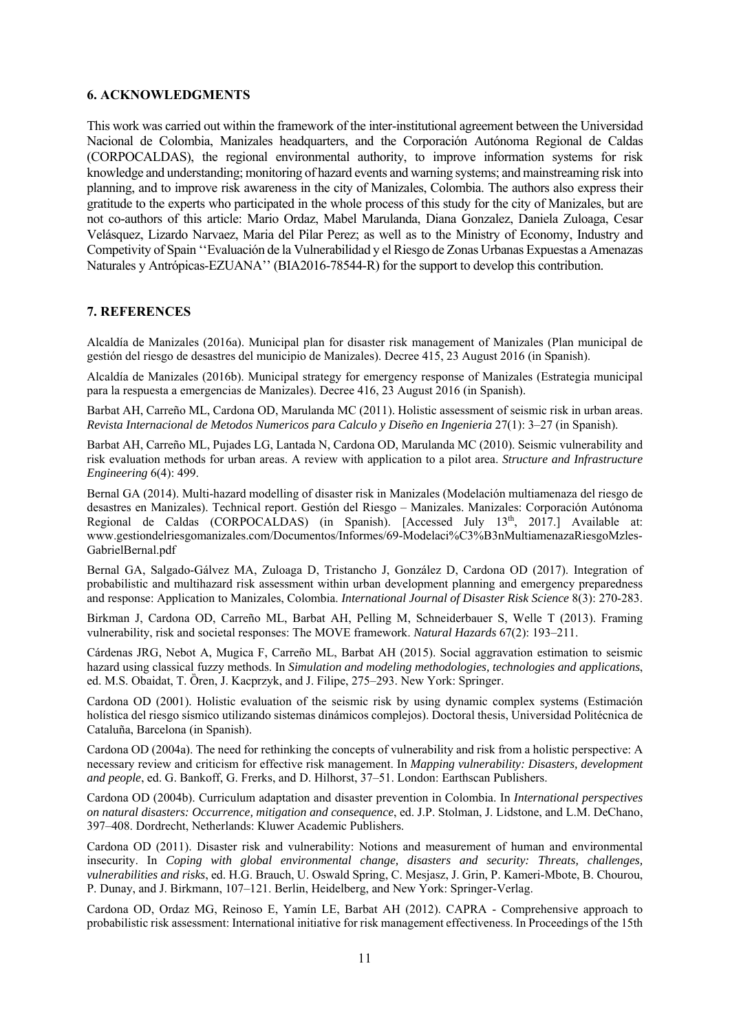## 6. ACKNOWLEDGMENTS

This work was carried out within the framework of the inter-institutional agreement between the Universidad Nacional de Colombia, Manizales headquarters, and the Corporación Autónoma Regional de Caldas (CORPOCALDAS), the regional environmental authority, to improve information systems for risk knowledge and understanding; monitoring of hazard events and warning systems; and mainstreaming risk into planning, and to improve risk awareness in the city of Manizales, Colombia. The authors also express their gratitude to the experts who participated in the whole process of this study for the city of Manizales, but are not co-authors of this article: Mario Ordaz, Mabel Marulanda, Diana Gonzalez, Daniela Zuloaga, Cesar Velásquez, Lizardo Narvaez, Maria del Pilar Perez; as well as to the Ministry of Economy, Industry and Competivity of Spain ''Evaluación de la Vulnerabilidad y el Riesgo de Zonas Urbanas Expuestas a Amenazas Naturales y Antrópicas-EZUANA'' (BIA2016-78544-R) for the support to develop this contribution.

## 7. REFERENCES

Alcaldía de Manizales (2016a). Municipal plan for disaster risk management of Manizales (Plan municipal de gestión del riesgo de desastres del municipio de Manizales). Decree 415, 23 August 2016 (in Spanish).

Alcaldía de Manizales (2016b). Municipal strategy for emergency response of Manizales (Estrategia municipal para la respuesta a emergencias de Manizales). Decree 416, 23 August 2016 (in Spanish).

Barbat AH, Carreño ML, Cardona OD, Marulanda MC (2011). Holistic assessment of seismic risk in urban areas. *Revista Internacional de Metodos Numericos para Calculo y Diseño en Ingenieria* 27(1): 3–27 (in Spanish).

Barbat AH, Carreño ML, Pujades LG, Lantada N, Cardona OD, Marulanda MC (2010). Seismic vulnerability and risk evaluation methods for urban areas. A review with application to a pilot area. *Structure and Infrastructure Engineering* 6(4): 499.

Bernal GA (2014). Multi-hazard modelling of disaster risk in Manizales (Modelación multiamenaza del riesgo de desastres en Manizales). Technical report. Gestión del Riesgo – Manizales. Manizales: Corporación Autónoma Regional de Caldas (CORPOCALDAS) (in Spanish). [Accessed July 13th, 2017.] Available at: www.gestiondelriesgomanizales.com/Documentos/Informes/69-Modelaci%C3%B3nMultiamenazaRiesgoMzles-GabrielBernal.pdf

Bernal GA, Salgado-Gálvez MA, Zuloaga D, Tristancho J, González D, Cardona OD (2017). Integration of probabilistic and multihazard risk assessment within urban development planning and emergency preparedness and response: Application to Manizales, Colombia. *International Journal of Disaster Risk Science* 8(3): 270-283.

Birkman J, Cardona OD, Carreño ML, Barbat AH, Pelling M, Schneiderbauer S, Welle T (2013). Framing vulnerability, risk and societal responses: The MOVE framework. *Natural Hazards* 67(2): 193–211.

Cárdenas JRG, Nebot A, Mugica F, Carreño ML, Barbat AH (2015). Social aggravation estimation to seismic hazard using classical fuzzy methods. In *Simulation and modeling methodologies, technologies and applications*, ed. M.S. Obaidat, T. Ören, J. Kacprzyk, and J. Filipe, 275–293. New York: Springer.

Cardona OD (2001). Holistic evaluation of the seismic risk by using dynamic complex systems (Estimación holística del riesgo sísmico utilizando sistemas dinámicos complejos). Doctoral thesis, Universidad Politécnica de Cataluña, Barcelona (in Spanish).

Cardona OD (2004a). The need for rethinking the concepts of vulnerability and risk from a holistic perspective: A necessary review and criticism for effective risk management. In *Mapping vulnerability: Disasters, development and people*, ed. G. Bankoff, G. Frerks, and D. Hilhorst, 37–51. London: Earthscan Publishers.

Cardona OD (2004b). Curriculum adaptation and disaster prevention in Colombia. In *International perspectives on natural disasters: Occurrence, mitigation and consequence*, ed. J.P. Stolman, J. Lidstone, and L.M. DeChano, 397–408. Dordrecht, Netherlands: Kluwer Academic Publishers.

Cardona OD (2011). Disaster risk and vulnerability: Notions and measurement of human and environmental insecurity. In *Coping with global environmental change, disasters and security: Threats, challenges, vulnerabilities and risks*, ed. H.G. Brauch, U. Oswald Spring, C. Mesjasz, J. Grin, P. Kameri-Mbote, B. Chourou, P. Dunay, and J. Birkmann, 107–121. Berlin, Heidelberg, and New York: Springer-Verlag.

Cardona OD, Ordaz MG, Reinoso E, Yamín LE, Barbat AH (2012). CAPRA - Comprehensive approach to probabilistic risk assessment: International initiative for risk management effectiveness. In Proceedings of the 15th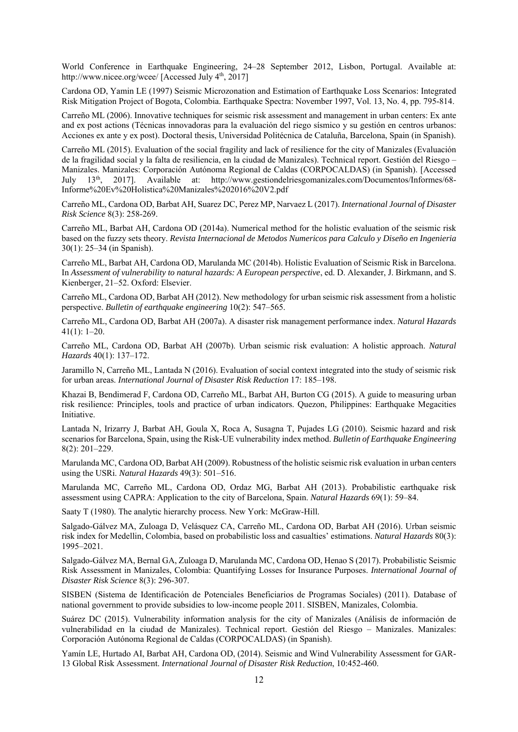World Conference in Earthquake Engineering, 24–28 September 2012, Lisbon, Portugal. Available at: http://www.nicee.org/wcee/ [Accessed July 4th, 2017]

Cardona OD, Yamin LE (1997) Seismic Microzonation and Estimation of Earthquake Loss Scenarios: Integrated Risk Mitigation Project of Bogota, Colombia. Earthquake Spectra: November 1997, Vol. 13, No. 4, pp. 795-814.

Carreño ML (2006). Innovative techniques for seismic risk assessment and management in urban centers: Ex ante and ex post actions (Técnicas innovadoras para la evaluación del riego sísmico y su gestión en centros urbanos: Acciones ex ante y ex post). Doctoral thesis, Universidad Politécnica de Cataluña, Barcelona, Spain (in Spanish).

Carreño ML (2015). Evaluation of the social fragility and lack of resilience for the city of Manizales (Evaluación de la fragilidad social y la falta de resiliencia, en la ciudad de Manizales). Technical report. Gestión del Riesgo – Manizales. Manizales: Corporación Autónoma Regional de Caldas (CORPOCALDAS) (in Spanish). [Accessed July 13th, 2017]. Available at: http://www.gestiondelriesgomanizales.com/Documentos/Informes/68-Informe%20Ev%20Holistica%20Manizales%202016%20V2.pdf

Carreño ML, Cardona OD, Barbat AH, Suarez DC, Perez MP, Narvaez L (2017). *International Journal of Disaster Risk Science* 8(3): 258-269.

Carreño ML, Barbat AH, Cardona OD (2014a). Numerical method for the holistic evaluation of the seismic risk based on the fuzzy sets theory. *Revista Internacional de Metodos Numericos para Calculo y Diseño en Ingenieria* 30(1): 25–34 (in Spanish).

Carreño ML, Barbat AH, Cardona OD, Marulanda MC (2014b). Holistic Evaluation of Seismic Risk in Barcelona. In *Assessment of vulnerability to natural hazards: A European perspective*, ed. D. Alexander, J. Birkmann, and S. Kienberger, 21–52. Oxford: Elsevier.

Carreño ML, Cardona OD, Barbat AH (2012). New methodology for urban seismic risk assessment from a holistic perspective. *Bulletin of earthquake engineering* 10(2): 547–565.

Carreño ML, Cardona OD, Barbat AH (2007a). A disaster risk management performance index. *Natural Hazards* 41(1): 1–20.

Carreño ML, Cardona OD, Barbat AH (2007b). Urban seismic risk evaluation: A holistic approach. *Natural Hazards* 40(1): 137–172.

Jaramillo N, Carreño ML, Lantada N (2016). Evaluation of social context integrated into the study of seismic risk for urban areas. *International Journal of Disaster Risk Reduction* 17: 185–198.

Khazai B, Bendimerad F, Cardona OD, Carreño ML, Barbat AH, Burton CG (2015). A guide to measuring urban risk resilience: Principles, tools and practice of urban indicators. Quezon, Philippines: Earthquake Megacities Initiative.

Lantada N, Irizarry J, Barbat AH, Goula X, Roca A, Susagna T, Pujades LG (2010). Seismic hazard and risk scenarios for Barcelona, Spain, using the Risk-UE vulnerability index method. *Bulletin of Earthquake Engineering* 8(2): 201–229.

Marulanda MC, Cardona OD, Barbat AH (2009). Robustness of the holistic seismic risk evaluation in urban centers using the USRi. *Natural Hazards* 49(3): 501–516.

Marulanda MC, Carreño ML, Cardona OD, Ordaz MG, Barbat AH (2013). Probabilistic earthquake risk assessment using CAPRA: Application to the city of Barcelona, Spain. *Natural Hazards* 69(1): 59–84.

Saaty T (1980). The analytic hierarchy process. New York: McGraw-Hill.

Salgado-Gálvez MA, Zuloaga D, Velásquez CA, Carreño ML, Cardona OD, Barbat AH (2016). Urban seismic risk index for Medellin, Colombia, based on probabilistic loss and casualties' estimations. *Natural Hazards* 80(3): 1995–2021.

Salgado-Gálvez MA, Bernal GA, Zuloaga D, Marulanda MC, Cardona OD, Henao S (2017). Probabilistic Seismic Risk Assessment in Manizales, Colombia: Quantifying Losses for Insurance Purposes. *International Journal of Disaster Risk Science* 8(3): 296-307.

SISBEN (Sistema de Identificación de Potenciales Beneficiarios de Programas Sociales) (2011). Database of national government to provide subsidies to low-income people 2011. SISBEN, Manizales, Colombia.

Suárez DC (2015). Vulnerability information analysis for the city of Manizales (Análisis de información de vulnerabilidad en la ciudad de Manizales). Technical report. Gestión del Riesgo – Manizales. Manizales: Corporación Autónoma Regional de Caldas (CORPOCALDAS) (in Spanish).

Yamín LE, Hurtado AI, Barbat AH, Cardona OD, (2014). Seismic and Wind Vulnerability Assessment for GAR-13 Global Risk Assessment. *International Journal of Disaster Risk Reduction*, 10:452-460.